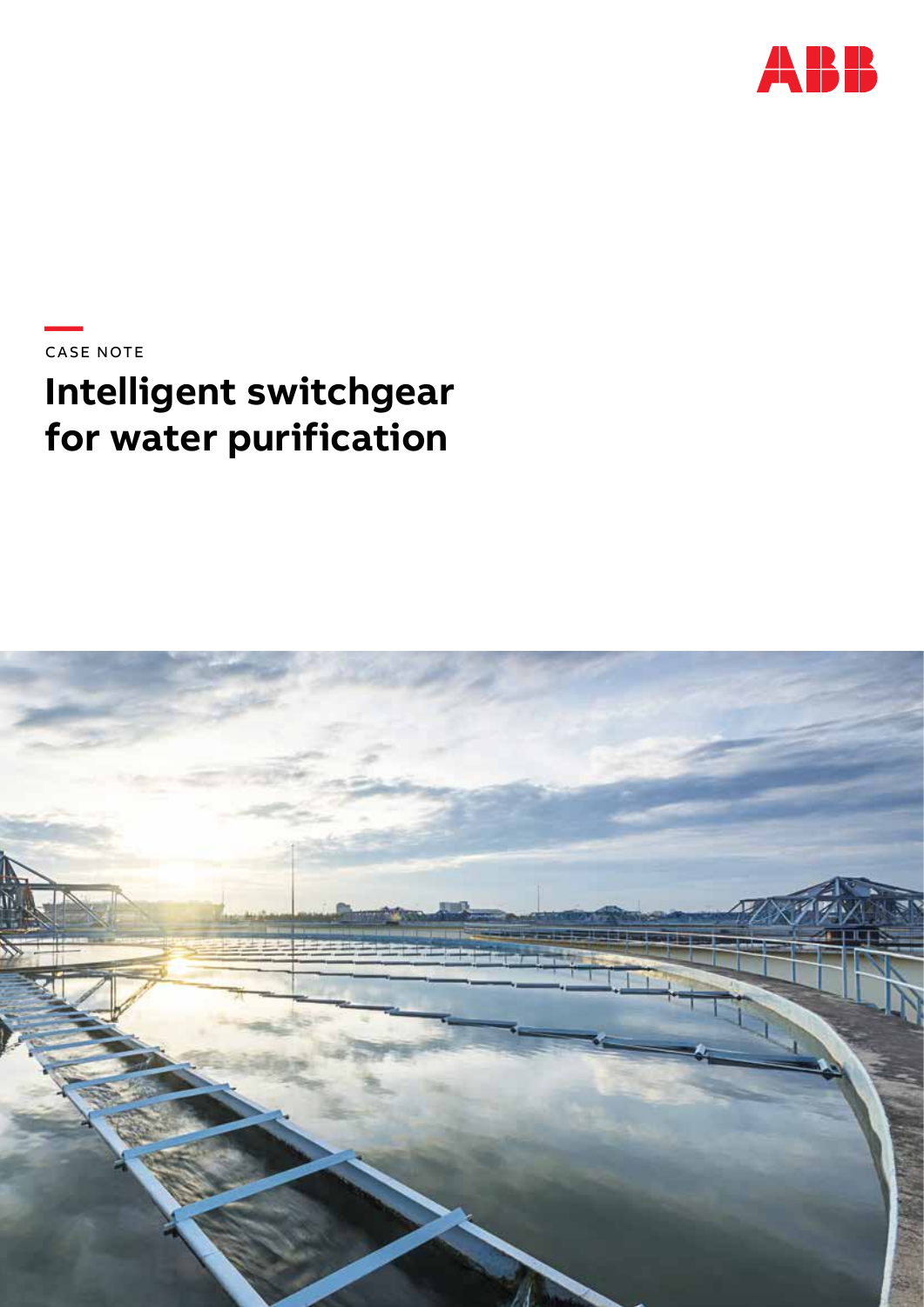ABB

CASE NOTE

# Intelligent switchgear for water purification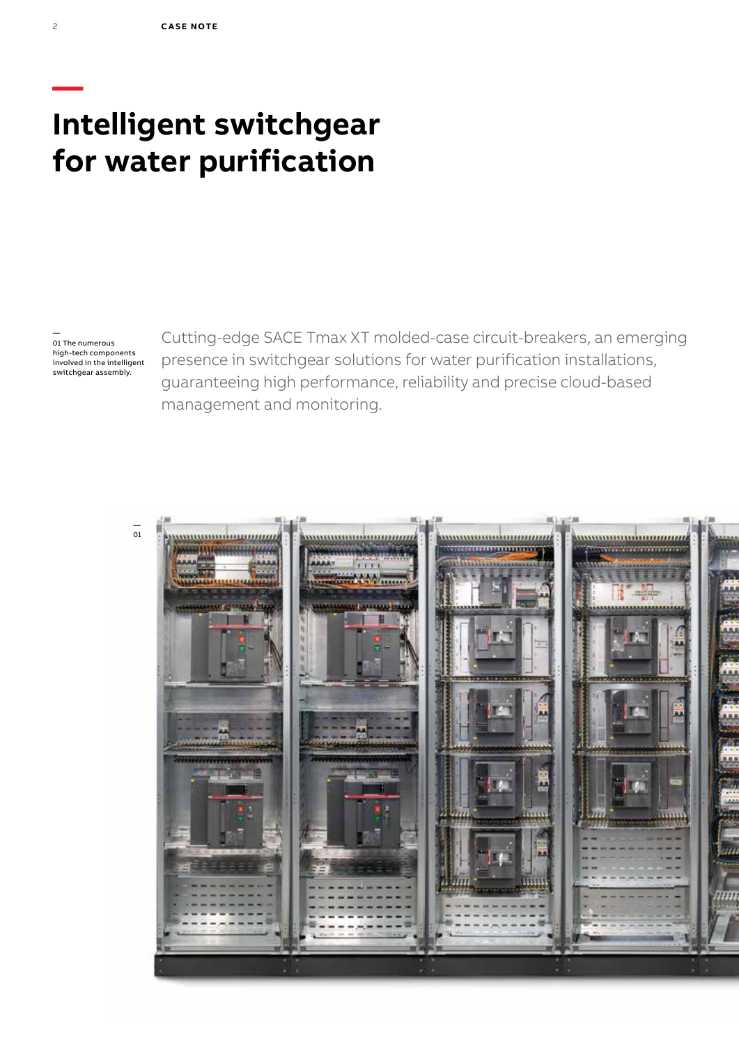# Intelligent switchgear for water purification

—
01 The numerous high-tech components involved in the intelligent switchgear assembly.

Cutting-edge SACE Tmax XT molded-case circuit-breakers, an emerging presence in switchgear solutions for water purification installations, guaranteeing high performance, reliability and precise cloud-based management and monitoring.

—
01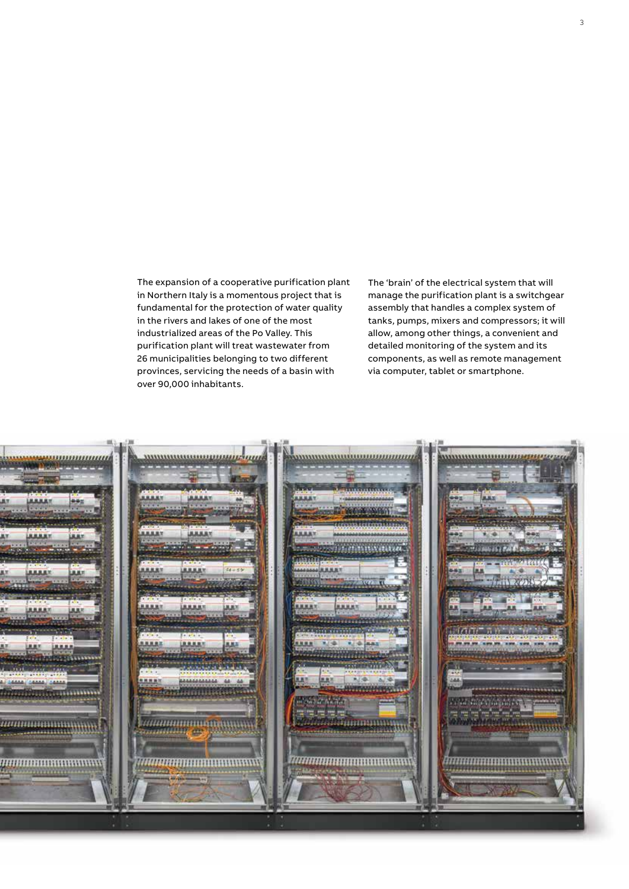The expansion of a cooperative purification plant in Northern Italy is a momentous project that is fundamental for the protection of water quality in the rivers and lakes of one of the most industrialized areas of the Po Valley. This purification plant will treat wastewater from 26 municipalities belonging to two different provinces, servicing the needs of a basin with over 90,000 inhabitants.

The 'brain' of the electrical system that will manage the purification plant is a switchgear assembly that handles a complex system of tanks, pumps, mixers and compressors; it will allow, among other things, a convenient and detailed monitoring of the system and its components, as well as remote management via computer, tablet or smartphone.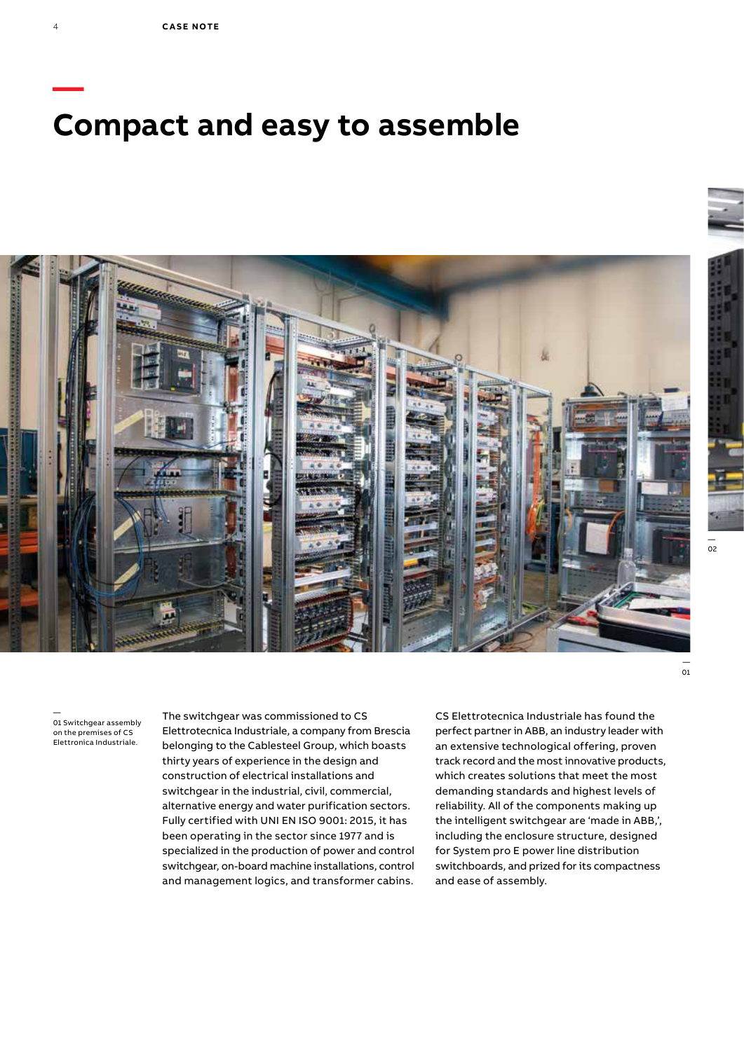# Compact and easy to assemble

01 Switchgear assembly on the premises of CS Elettronica Industriale.

The switchgear was commissioned to CS Elettrotecnica Industriale, a company from Brescia belonging to the Cablesteel Group, which boasts thirty years of experience in the design and construction of electrical installations and switchgear in the industrial, civil, commercial, alternative energy and water purification sectors. Fully certified with UNI EN ISO 9001: 2015, it has been operating in the sector since 1977 and is specialized in the production of power and control switchgear, on-board machine installations, control and management logics, and transformer cabins.

CS Elettrotecnica Industriale has found the perfect partner in ABB, an industry leader with an extensive technological offering, proven track record and the most innovative products, which creates solutions that meet the most demanding standards and highest levels of reliability. All of the components making up the intelligent switchgear are 'made in ABB,', including the enclosure structure, designed for System pro E power line distribution switchboards, and prized for its compactness and ease of assembly.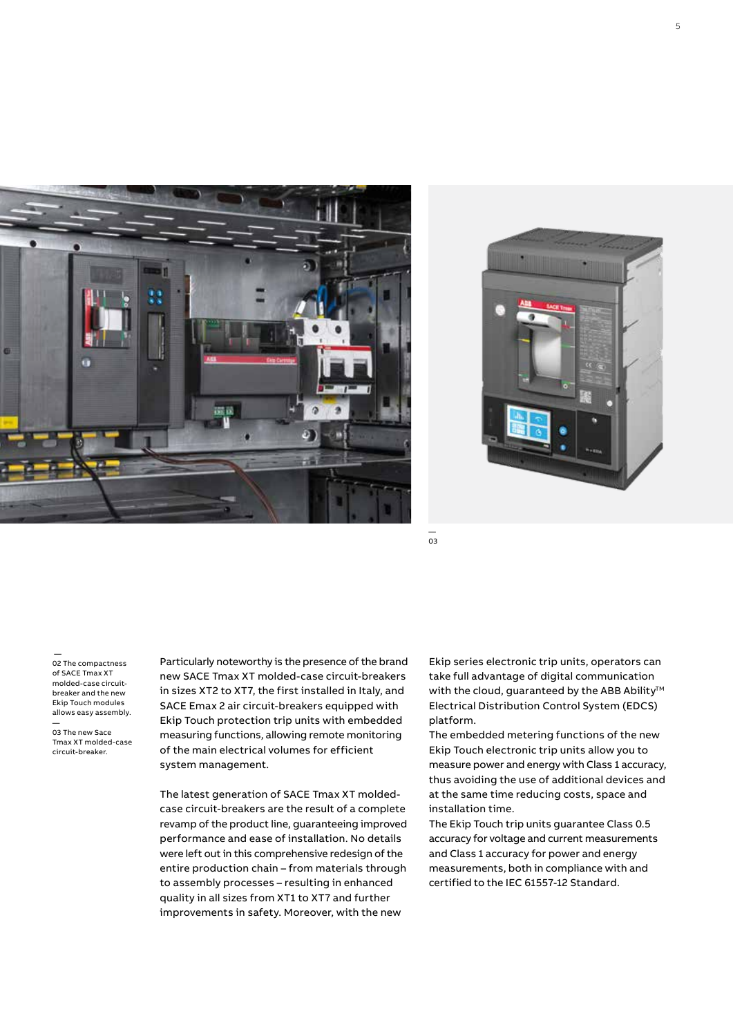—
02 The compactness of SACE Tmax XT molded-case circuit-breaker and the new Ekip Touch modules allows easy assembly.

—
03 The new Sace Tmax XT molded-case circuit-breaker.

Particularly noteworthy is the presence of the brand new SACE Tmax XT molded-case circuit-breakers in sizes XT2 to XT7, the first installed in Italy, and SACE Emax 2 air circuit-breakers equipped with Ekip Touch protection trip units with embedded measuring functions, allowing remote monitoring of the main electrical volumes for efficient system management.

The latest generation of SACE Tmax XT molded-case circuit-breakers are the result of a complete revamp of the product line, guaranteeing improved performance and ease of installation. No details were left out in this comprehensive redesign of the entire production chain – from materials through to assembly processes – resulting in enhanced quality in all sizes from XT1 to XT7 and further improvements in safety. Moreover, with the new Ekip series electronic trip units, operators can take full advantage of digital communication with the cloud, guaranteed by the ABB Ability™ Electrical Distribution Control System (EDCS) platform.

The embedded metering functions of the new Ekip Touch electronic trip units allow you to measure power and energy with Class 1 accuracy, thus avoiding the use of additional devices and at the same time reducing costs, space and installation time.

The Ekip Touch trip units guarantee Class 0.5 accuracy for voltage and current measurements and Class 1 accuracy for power and energy measurements, both in compliance with and certified to the IEC 61557-12 Standard.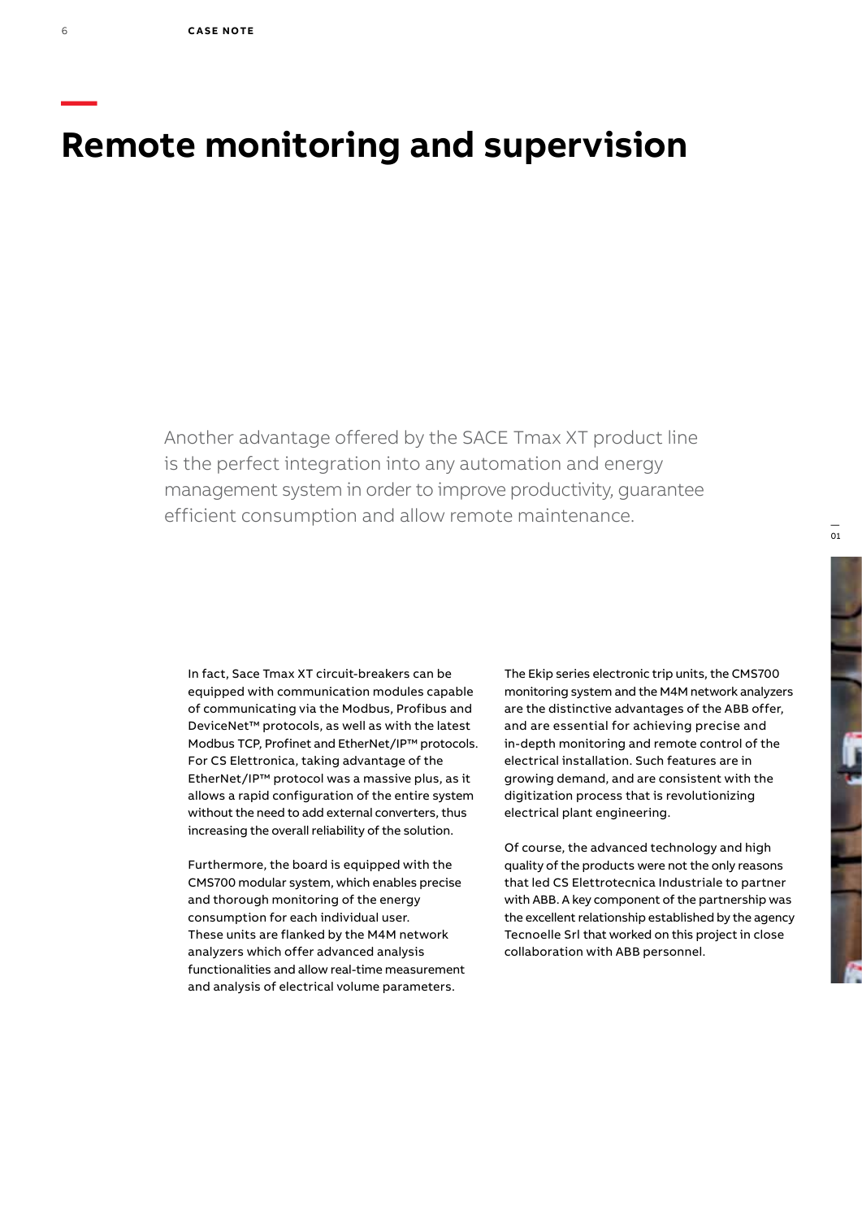# Remote monitoring and supervision

Another advantage offered by the SACE Tmax XT product line is the perfect integration into any automation and energy management system in order to improve productivity, guarantee efficient consumption and allow remote maintenance.

In fact, Sace Tmax XT circuit-breakers can be equipped with communication modules capable of communicating via the Modbus, Profibus and DeviceNet™ protocols, as well as with the latest Modbus TCP, Profinet and EtherNet/IP™ protocols. For CS Elettronica, taking advantage of the EtherNet/IP™ protocol was a massive plus, as it allows a rapid configuration of the entire system without the need to add external converters, thus increasing the overall reliability of the solution.

Furthermore, the board is equipped with the CMS700 modular system, which enables precise and thorough monitoring of the energy consumption for each individual user.
These units are flanked by the M4M network analyzers which offer advanced analysis functionalities and allow real-time measurement and analysis of electrical volume parameters.

The Ekip series electronic trip units, the CMS700 monitoring system and the M4M network analyzers are the distinctive advantages of the ABB offer, and are essential for achieving precise and in-depth monitoring and remote control of the electrical installation. Such features are in growing demand, and are consistent with the digitization process that is revolutionizing electrical plant engineering.

Of course, the advanced technology and high quality of the products were not the only reasons that led CS Elettrotecnica Industriale to partner with ABB. A key component of the partnership was the excellent relationship established by the agency Tecnoelle Srl that worked on this project in close collaboration with ABB personnel.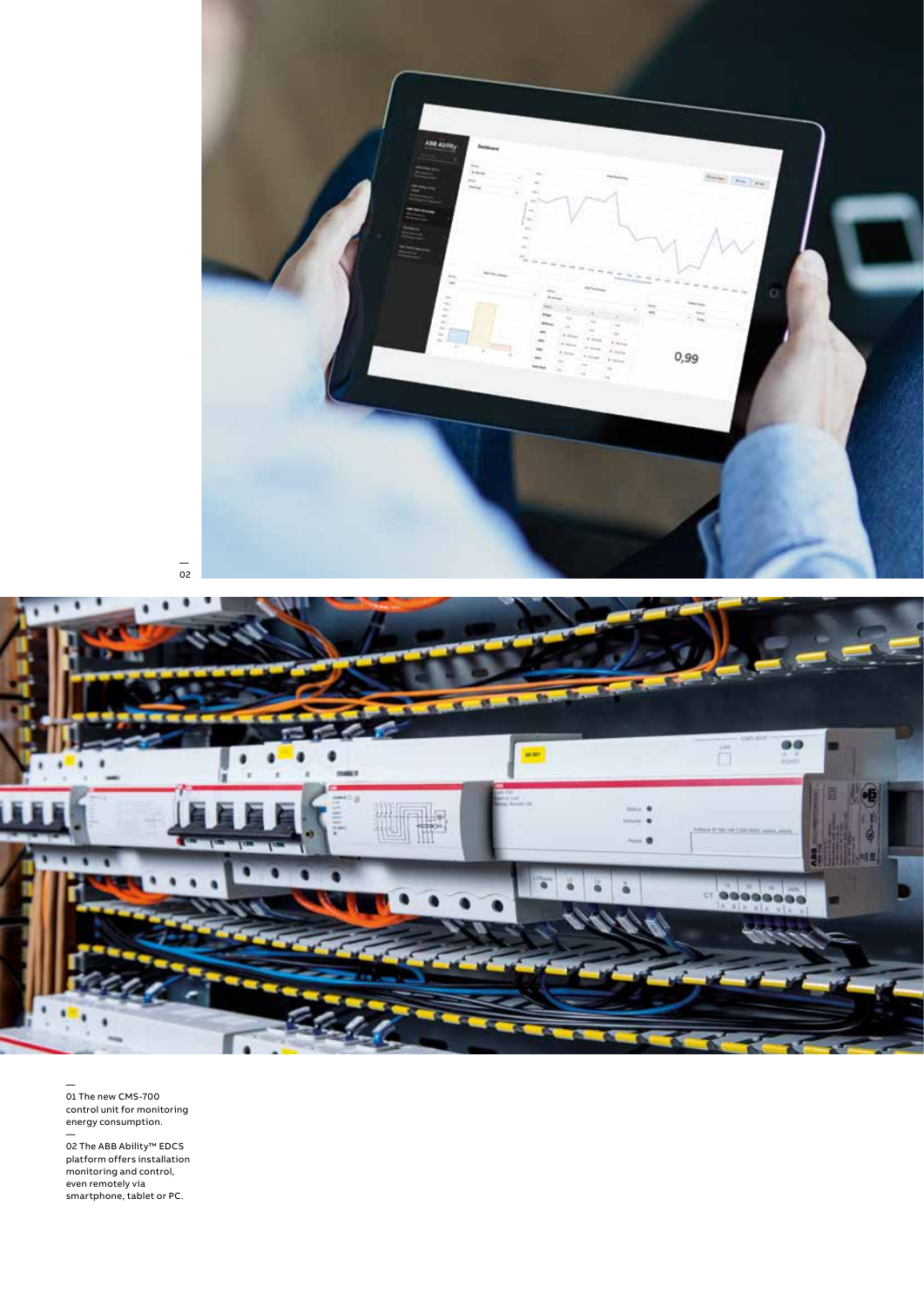—
02

—
01 The new CMS-700 control unit for monitoring energy consumption.

—
02 The ABB Ability™ EDCS platform offers installation monitoring and control, even remotely via smartphone, tablet or PC.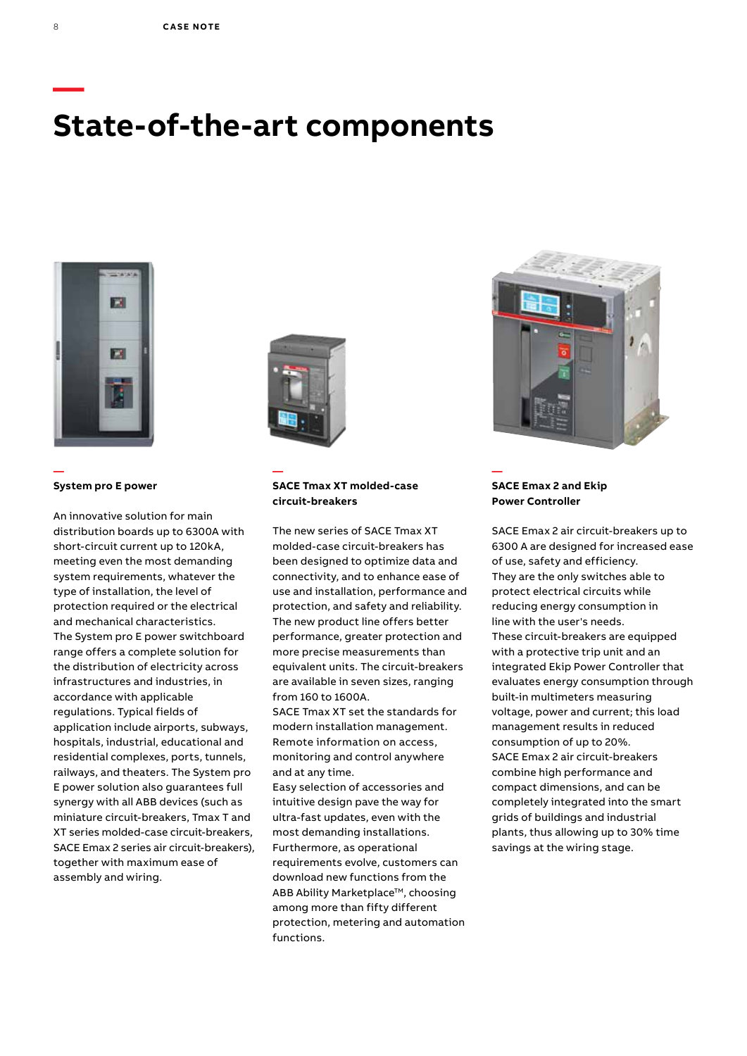# State-of-the-art components

### System pro E power

An innovative solution for main distribution boards up to 6300A with short-circuit current up to 120kA, meeting even the most demanding system requirements, whatever the type of installation, the level of protection required or the electrical and mechanical characteristics.
The System pro E power switchboard range offers a complete solution for the distribution of electricity across infrastructures and industries, in accordance with applicable regulations. Typical fields of application include airports, subways, hospitals, industrial, educational and residential complexes, ports, tunnels, railways, and theaters. The System pro E power solution also guarantees full synergy with all ABB devices (such as miniature circuit-breakers, Tmax T and XT series molded-case circuit-breakers, SACE Emax 2 series air circuit-breakers), together with maximum ease of assembly and wiring.

### SACE Tmax XT molded-case circuit-breakers

The new series of SACE Tmax XT molded-case circuit-breakers has been designed to optimize data and connectivity, and to enhance ease of use and installation, performance and protection, and safety and reliability. The new product line offers better performance, greater protection and more precise measurements than equivalent units. The circuit-breakers are available in seven sizes, ranging from 160 to 1600A.
SACE Tmax XT set the standards for modern installation management. Remote information on access, monitoring and control anywhere and at any time.
Easy selection of accessories and intuitive design pave the way for ultra-fast updates, even with the most demanding installations.
Furthermore, as operational requirements evolve, customers can download new functions from the ABB Ability Marketplace™, choosing among more than fifty different protection, metering and automation functions.

### SACE Emax 2 and Ekip Power Controller

SACE Emax 2 air circuit-breakers up to 6300 A are designed for increased ease of use, safety and efficiency.
They are the only switches able to protect electrical circuits while reducing energy consumption in line with the user's needs.
These circuit-breakers are equipped with a protective trip unit and an integrated Ekip Power Controller that evaluates energy consumption through built-in multimeters measuring voltage, power and current; this load management results in reduced consumption of up to 20%.
SACE Emax 2 air circuit-breakers combine high performance and compact dimensions, and can be completely integrated into the smart grids of buildings and industrial plants, thus allowing up to 30% time savings at the wiring stage.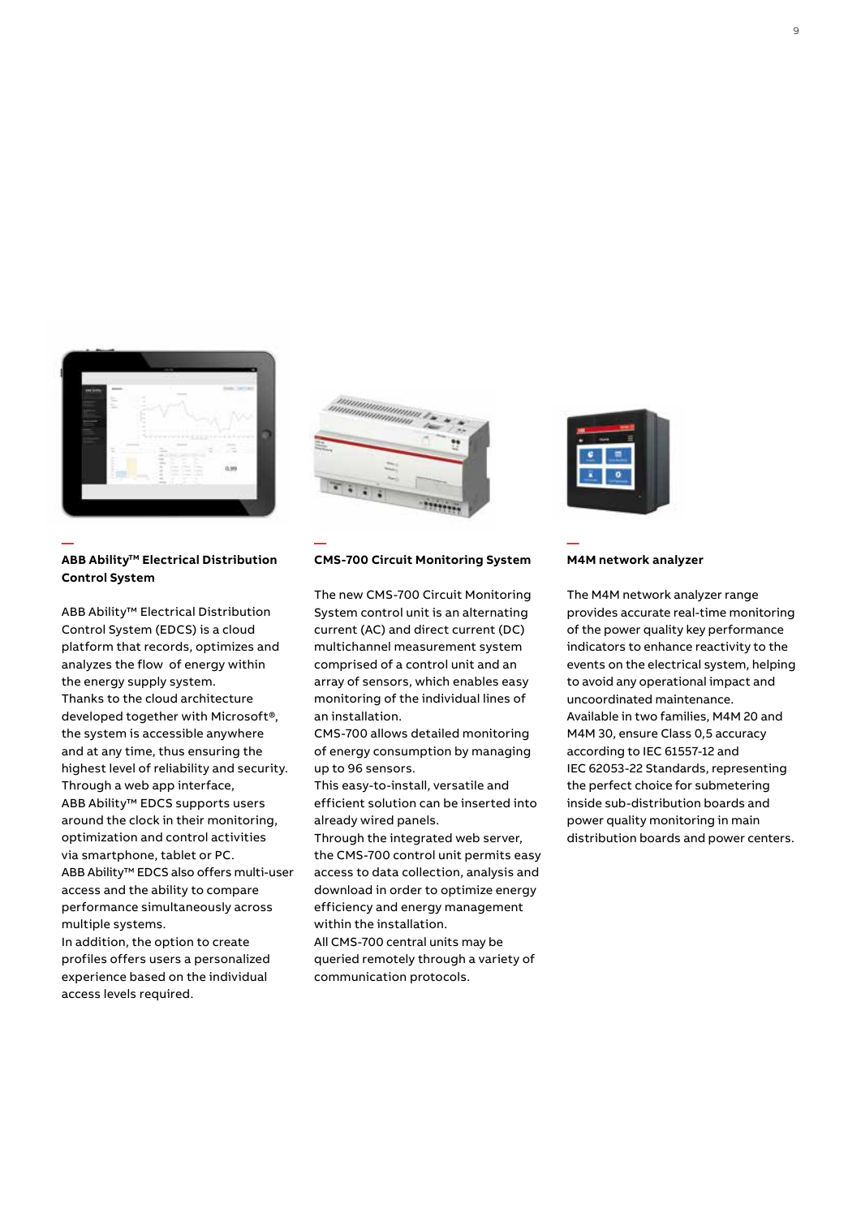### ABB Ability™ Electrical Distribution Control System

ABB Ability™ Electrical Distribution Control System (EDCS) is a cloud platform that records, optimizes and analyzes the flow of energy within the energy supply system.
Thanks to the cloud architecture developed together with Microsoft®, the system is accessible anywhere and at any time, thus ensuring the highest level of reliability and security.
Through a web app interface, ABB Ability™ EDCS supports users around the clock in their monitoring, optimization and control activities via smartphone, tablet or PC.
ABB Ability™ EDCS also offers multi-user access and the ability to compare performance simultaneously across multiple systems.
In addition, the option to create profiles offers users a personalized experience based on the individual access levels required.

### CMS-700 Circuit Monitoring System

The new CMS-700 Circuit Monitoring System control unit is an alternating current (AC) and direct current (DC) multichannel measurement system comprised of a control unit and an array of sensors, which enables easy monitoring of the individual lines of an installation.
CMS-700 allows detailed monitoring of energy consumption by managing up to 96 sensors.
This easy-to-install, versatile and efficient solution can be inserted into already wired panels.
Through the integrated web server, the CMS-700 control unit permits easy access to data collection, analysis and download in order to optimize energy efficiency and energy management within the installation.
All CMS-700 central units may be queried remotely through a variety of communication protocols.

### M4M network analyzer

The M4M network analyzer range provides accurate real-time monitoring of the power quality key performance indicators to enhance reactivity to the events on the electrical system, helping to avoid any operational impact and uncoordinated maintenance.
Available in two families, M4M 20 and M4M 30, ensure Class 0,5 accuracy according to IEC 61557-12 and IEC 62053-22 Standards, representing the perfect choice for submetering inside sub-distribution boards and power quality monitoring in main distribution boards and power centers.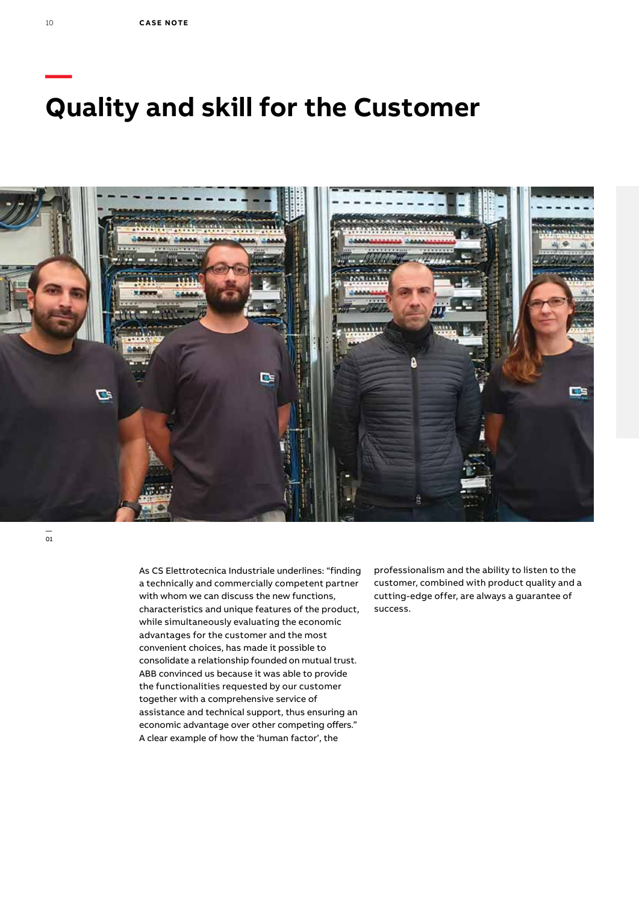# Quality and skill for the Customer

—
01

As CS Elettrotecnica Industriale underlines: "finding a technically and commercially competent partner with whom we can discuss the new functions, characteristics and unique features of the product, while simultaneously evaluating the economic advantages for the customer and the most convenient choices, has made it possible to consolidate a relationship founded on mutual trust. ABB convinced us because it was able to provide the functionalities requested by our customer together with a comprehensive service of assistance and technical support, thus ensuring an economic advantage over other competing offers." A clear example of how the 'human factor', the professionalism and the ability to listen to the customer, combined with product quality and a cutting-edge offer, are always a guarantee of success.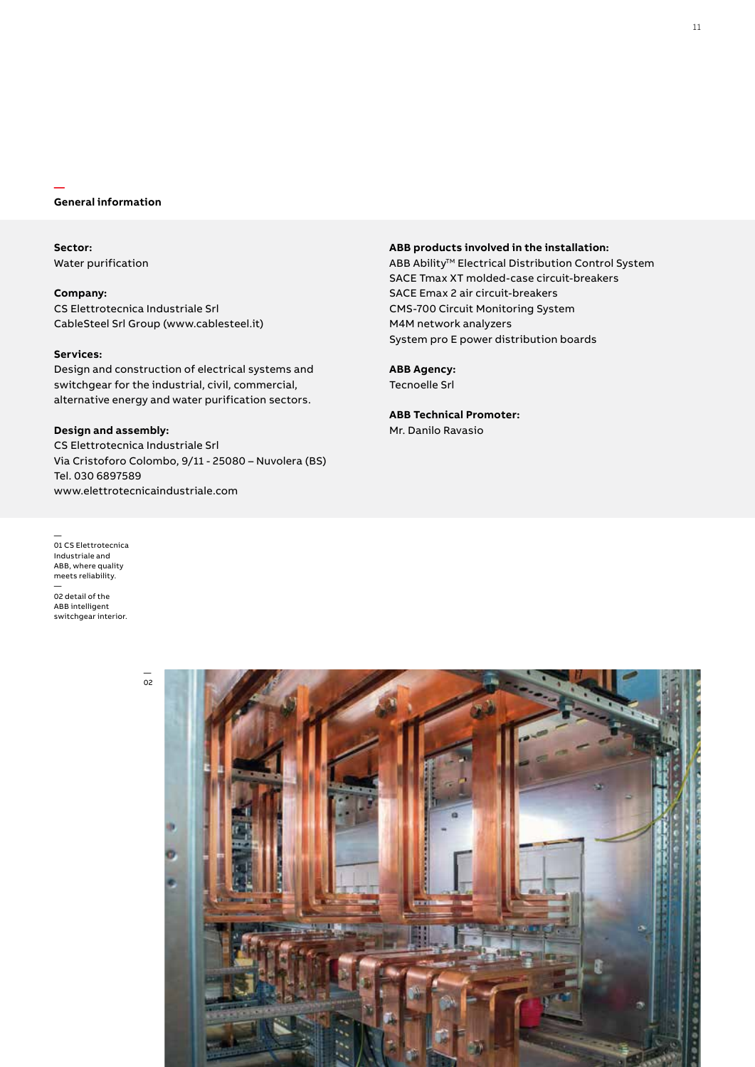## General information

**Sector:**
Water purification

**Company:**
CS Elettrotecnica Industriale Srl
CableSteel Srl Group (www.cablesteel.it)

**Services:**
Design and construction of electrical systems and switchgear for the industrial, civil, commercial, alternative energy and water purification sectors.

**Design and assembly:**
CS Elettrotecnica Industriale Srl
Via Cristoforo Colombo, 9/11 - 25080 – Nuvolera (BS)
Tel. 030 6897589
www.elettrotecnicaindustriale.com

**ABB products involved in the installation:**
ABB Ability™ Electrical Distribution Control System
SACE Tmax XT molded-case circuit-breakers
SACE Emax 2 air circuit-breakers
CMS-700 Circuit Monitoring System
M4M network analyzers
System pro E power distribution boards

**ABB Agency:**
Tecnoelle Srl

**ABB Technical Promoter:**
Mr. Danilo Ravasio

01 CS Elettrotecnica Industriale and ABB, where quality meets reliability.

02 detail of the ABB intelligent switchgear interior.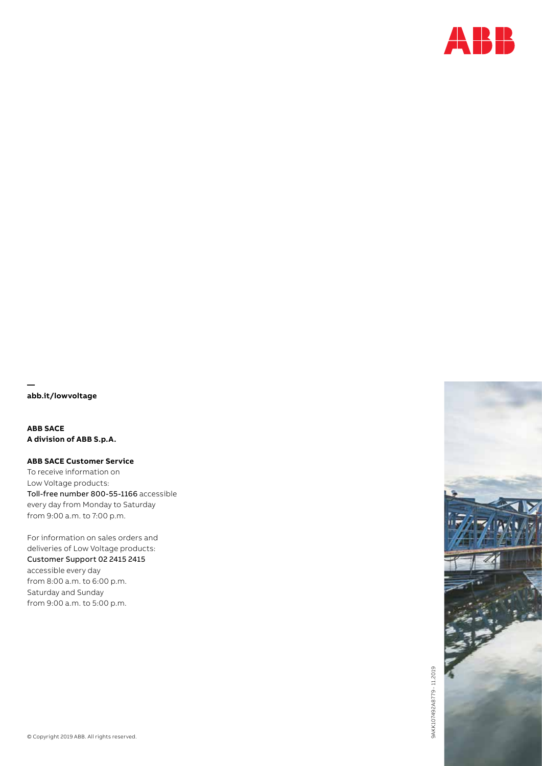—
**abb.it/lowvoltage**

**ABB SACE**
**A division of ABB S.p.A.**

**ABB SACE Customer Service**
To receive information on
Low Voltage products:
Toll-free number 800-55-1166 accessible
every day from Monday to Saturday
from 9:00 a.m. to 7:00 p.m.

For information on sales orders and
deliveries of Low Voltage products:
Customer Support 02 2415 2415
accessible every day
from 8:00 a.m. to 6:00 p.m.
Saturday and Sunday
from 9:00 a.m. to 5:00 p.m.

© Copyright 2019 ABB. All rights reserved.

9AKK107492A8779 - 11.2019